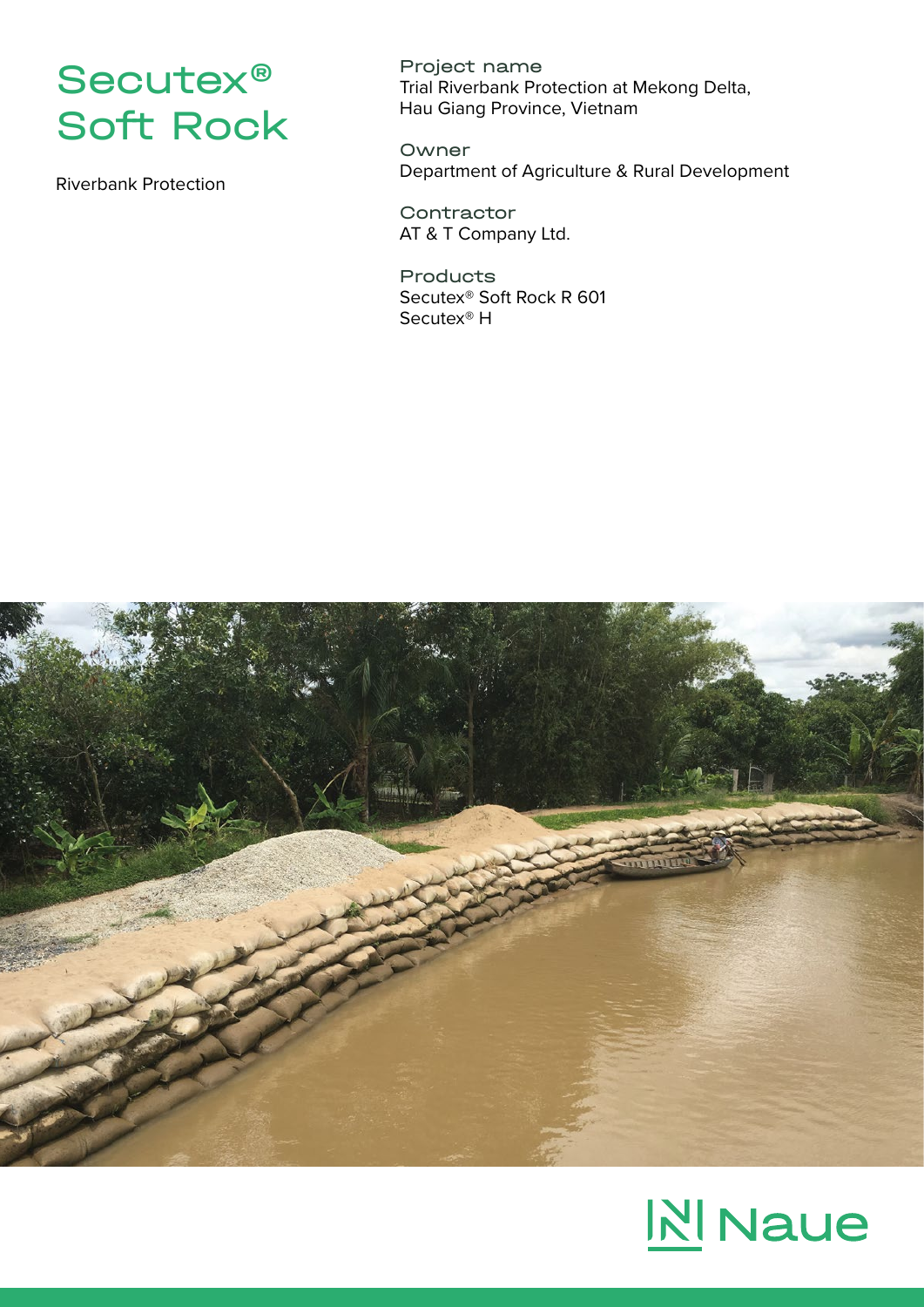# Secutex® Soft Rock

Riverbank Protection

**Project name**
Trial Riverbank Protection at Mekong Delta, Hau Giang Province, Vietnam

**Owner**
Department of Agriculture & Rural Development

**Contractor**
AT & T Company Ltd.

**Products**
Secutex® Soft Rock R 601
Secutex® H

Naue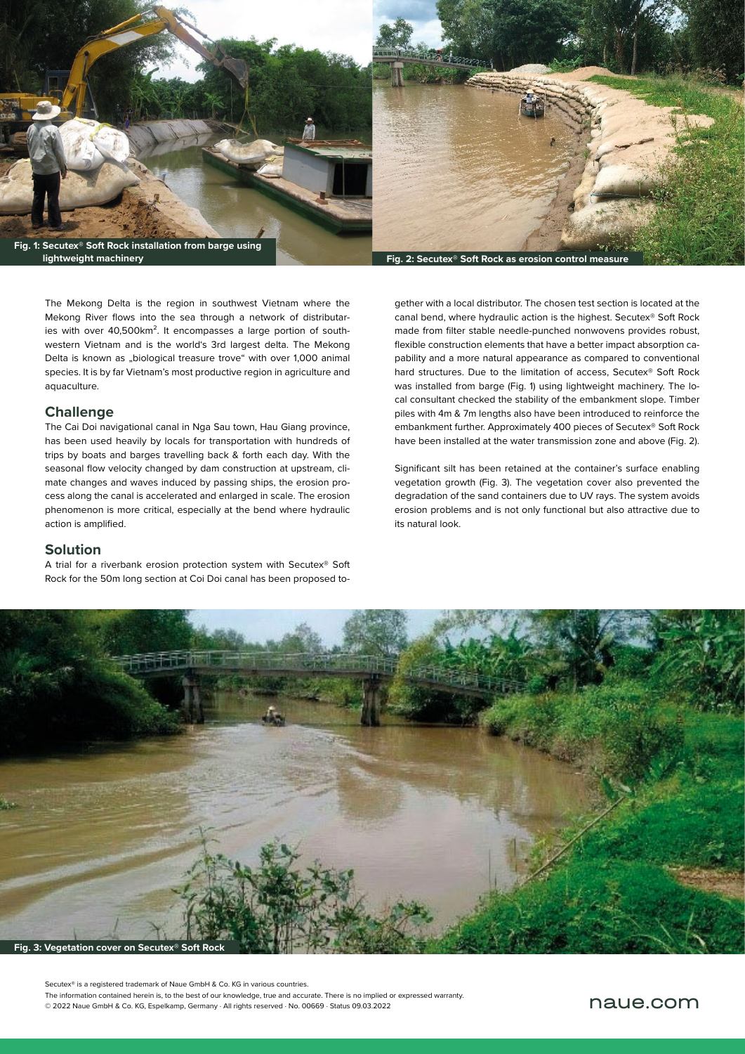Fig. 1: Secutex® Soft Rock installation from barge using lightweight machinery

Fig. 2: Secutex® Soft Rock as erosion control measure

The Mekong Delta is the region in southwest Vietnam where the Mekong River flows into the sea through a network of distributaries with over 40,500km². It encompasses a large portion of southwestern Vietnam and is the world's 3rd largest delta. The Mekong Delta is known as „biological treasure trove" with over 1,000 animal species. It is by far Vietnam's most productive region in agriculture and aquaculture.

## Challenge

The Cai Doi navigational canal in Nga Sau town, Hau Giang province, has been used heavily by locals for transportation with hundreds of trips by boats and barges travelling back & forth each day. With the seasonal flow velocity changed by dam construction at upstream, climate changes and waves induced by passing ships, the erosion process along the canal is accelerated and enlarged in scale. The erosion phenomenon is more critical, especially at the bend where hydraulic action is amplified.

## Solution

A trial for a riverbank erosion protection system with Secutex® Soft Rock for the 50m long section at Coi Doi canal has been proposed together with a local distributor. The chosen test section is located at the canal bend, where hydraulic action is the highest. Secutex® Soft Rock made from filter stable needle-punched nonwovens provides robust, flexible construction elements that have a better impact absorption capability and a more natural appearance as compared to conventional hard structures. Due to the limitation of access, Secutex® Soft Rock was installed from barge (Fig. 1) using lightweight machinery. The local consultant checked the stability of the embankment slope. Timber piles with 4m & 7m lengths also have been introduced to reinforce the embankment further. Approximately 400 pieces of Secutex® Soft Rock have been installed at the water transmission zone and above (Fig. 2).

Significant silt has been retained at the container's surface enabling vegetation growth (Fig. 3). The vegetation cover also prevented the degradation of the sand containers due to UV rays. The system avoids erosion problems and is not only functional but also attractive due to its natural look.

Fig. 3: Vegetation cover on Secutex® Soft Rock

Secutex® is a registered trademark of Naue GmbH & Co. KG in various countries.
The information contained herein is, to the best of our knowledge, true and accurate. There is no implied or expressed warranty.
© 2022 Naue GmbH & Co. KG, Espelkamp, Germany · All rights reserved · No. 00669 · Status 09.03.2022

naue.com